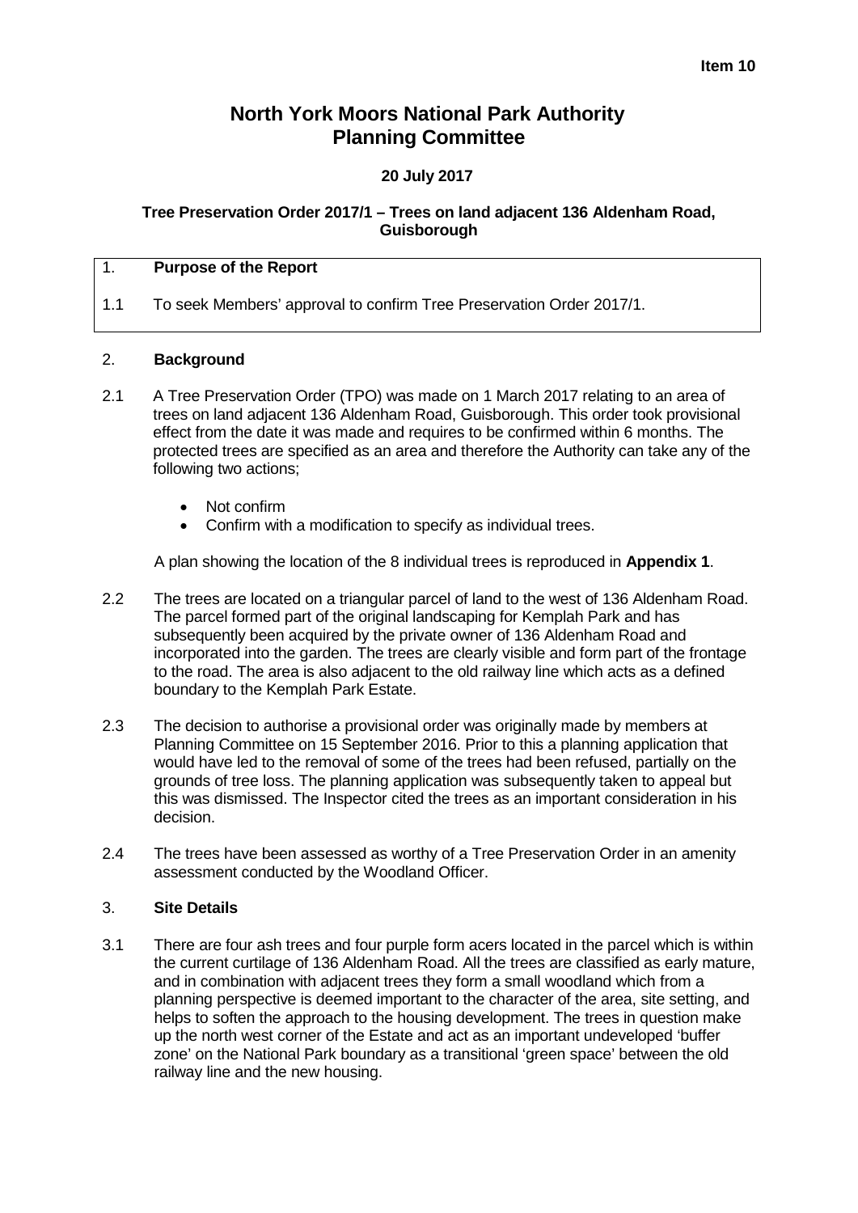**Item 10**

# North York Moors National Park Authority Planning Committee

**20 July 2017**

**Tree Preservation Order 2017/1 – Trees on land adjacent 136 Aldenham Road, Guisborough**

## 1. Purpose of the Report

1.1 To seek Members' approval to confirm Tree Preservation Order 2017/1.

## 2. Background

2.1 A Tree Preservation Order (TPO) was made on 1 March 2017 relating to an area of trees on land adjacent 136 Aldenham Road, Guisborough. This order took provisional effect from the date it was made and requires to be confirmed within 6 months. The protected trees are specified as an area and therefore the Authority can take any of the following two actions;

- Not confirm
- Confirm with a modification to specify as individual trees.

A plan showing the location of the 8 individual trees is reproduced in **Appendix 1**.

2.2 The trees are located on a triangular parcel of land to the west of 136 Aldenham Road. The parcel formed part of the original landscaping for Kemplah Park and has subsequently been acquired by the private owner of 136 Aldenham Road and incorporated into the garden. The trees are clearly visible and form part of the frontage to the road. The area is also adjacent to the old railway line which acts as a defined boundary to the Kemplah Park Estate.

2.3 The decision to authorise a provisional order was originally made by members at Planning Committee on 15 September 2016. Prior to this a planning application that would have led to the removal of some of the trees had been refused, partially on the grounds of tree loss. The planning application was subsequently taken to appeal but this was dismissed. The Inspector cited the trees as an important consideration in his decision.

2.4 The trees have been assessed as worthy of a Tree Preservation Order in an amenity assessment conducted by the Woodland Officer.

## 3. Site Details

3.1 There are four ash trees and four purple form acers located in the parcel which is within the current curtilage of 136 Aldenham Road. All the trees are classified as early mature, and in combination with adjacent trees they form a small woodland which from a planning perspective is deemed important to the character of the area, site setting, and helps to soften the approach to the housing development. The trees in question make up the north west corner of the Estate and act as an important undeveloped 'buffer zone' on the National Park boundary as a transitional 'green space' between the old railway line and the new housing.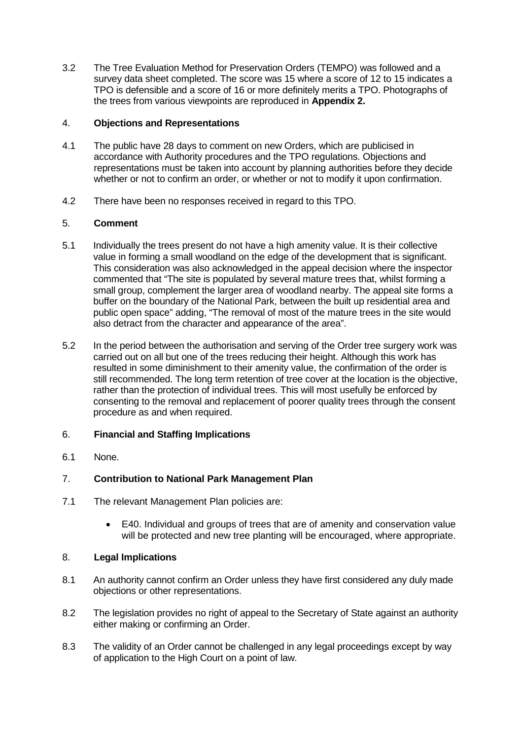3.2 The Tree Evaluation Method for Preservation Orders (TEMPO) was followed and a survey data sheet completed. The score was 15 where a score of 12 to 15 indicates a TPO is defensible and a score of 16 or more definitely merits a TPO. Photographs of the trees from various viewpoints are reproduced in **Appendix 2.**

## 4. Objections and Representations

4.1 The public have 28 days to comment on new Orders, which are publicised in accordance with Authority procedures and the TPO regulations. Objections and representations must be taken into account by planning authorities before they decide whether or not to confirm an order, or whether or not to modify it upon confirmation.

4.2 There have been no responses received in regard to this TPO.

## 5. Comment

5.1 Individually the trees present do not have a high amenity value. It is their collective value in forming a small woodland on the edge of the development that is significant. This consideration was also acknowledged in the appeal decision where the inspector commented that "The site is populated by several mature trees that, whilst forming a small group, complement the larger area of woodland nearby. The appeal site forms a buffer on the boundary of the National Park, between the built up residential area and public open space" adding, "The removal of most of the mature trees in the site would also detract from the character and appearance of the area".

5.2 In the period between the authorisation and serving of the Order tree surgery work was carried out on all but one of the trees reducing their height. Although this work has resulted in some diminishment to their amenity value, the confirmation of the order is still recommended. The long term retention of tree cover at the location is the objective, rather than the protection of individual trees. This will most usefully be enforced by consenting to the removal and replacement of poorer quality trees through the consent procedure as and when required.

## 6. Financial and Staffing Implications

6.1 None.

## 7. Contribution to National Park Management Plan

7.1 The relevant Management Plan policies are:

- E40. Individual and groups of trees that are of amenity and conservation value will be protected and new tree planting will be encouraged, where appropriate.

## 8. Legal Implications

8.1 An authority cannot confirm an Order unless they have first considered any duly made objections or other representations.

8.2 The legislation provides no right of appeal to the Secretary of State against an authority either making or confirming an Order.

8.3 The validity of an Order cannot be challenged in any legal proceedings except by way of application to the High Court on a point of law.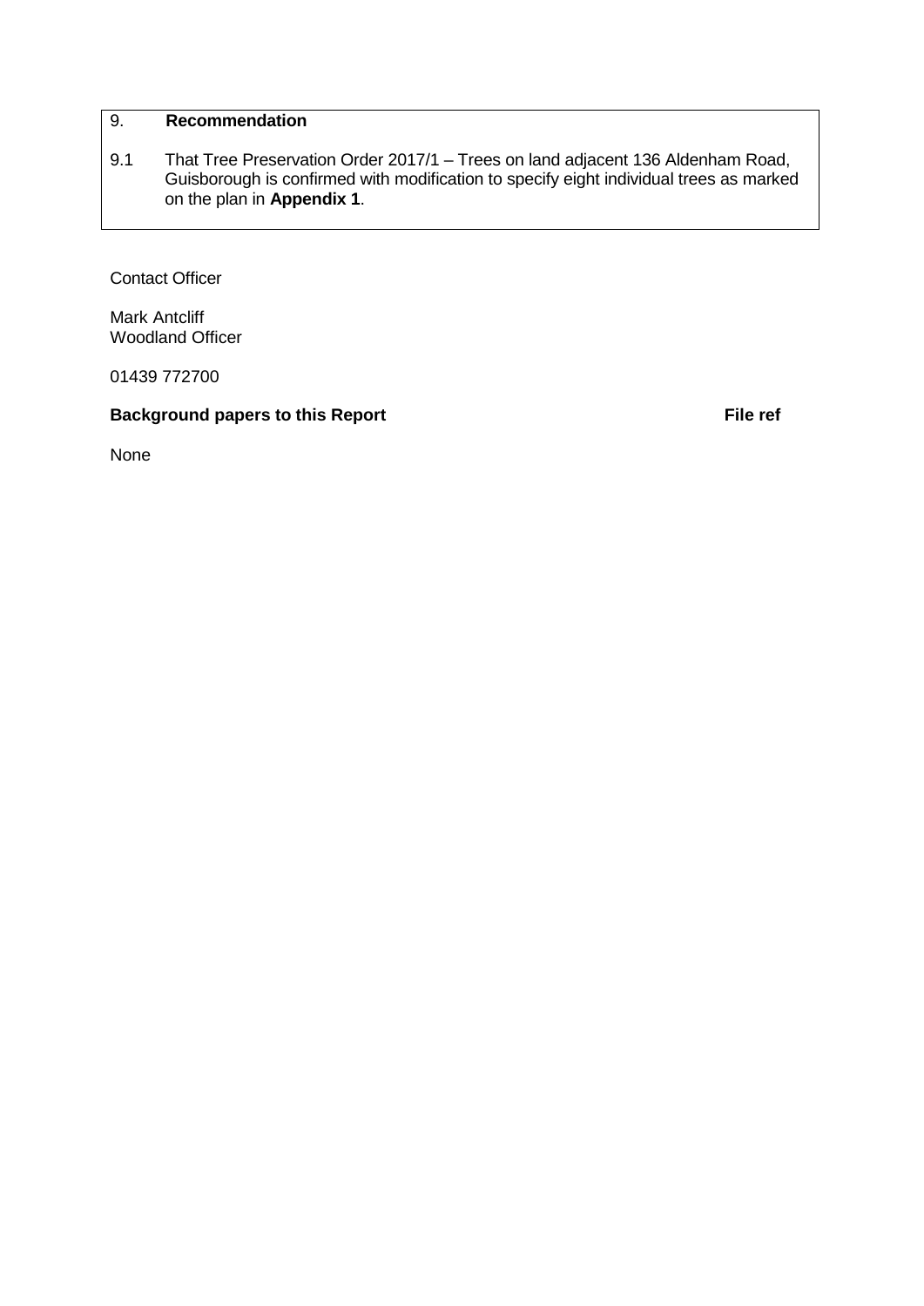## 9. Recommendation

9.1 That Tree Preservation Order 2017/1 – Trees on land adjacent 136 Aldenham Road, Guisborough is confirmed with modification to specify eight individual trees as marked on the plan in **Appendix 1**.

Contact Officer

Mark Antcliff
Woodland Officer

01439 772700

**Background papers to this Report** **File ref**

None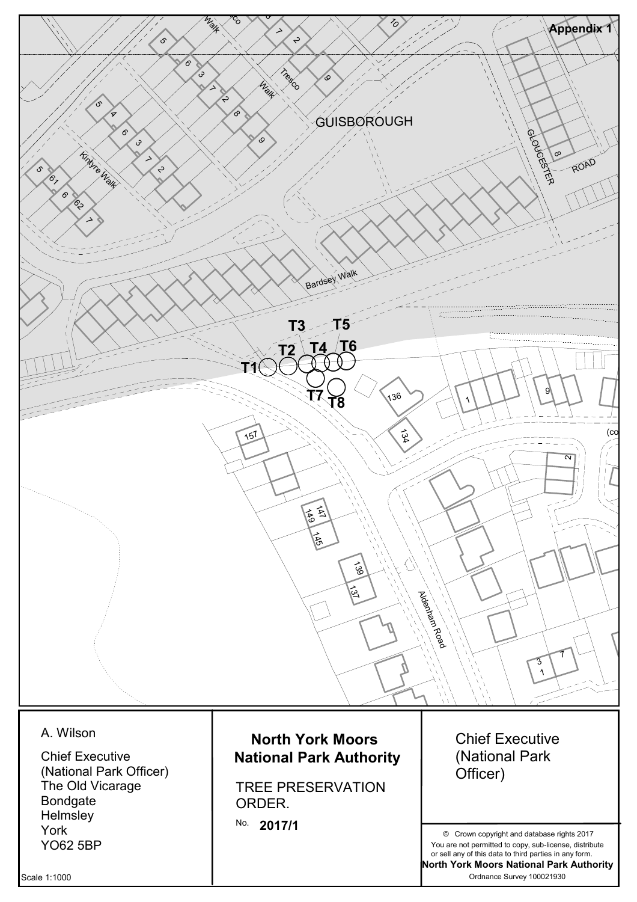**Appendix 1**

GUISBOROUGH

Kintyre Walk

Tresco Walk

Bardsey Walk

GLOUCESTER ROAD

Aldenham Road

T1 T2 T3 T4 T5 T6 T7 T8

| A. Wilson<br><br>Chief Executive<br>(National Park Officer)<br>The Old Vicarage<br>Bondgate<br>Helmsley<br>York<br>YO62 5BP<br><br>Scale 1:1000 | **North York Moors National Park Authority**<br><br>TREE PRESERVATION ORDER.<br><br>No. **2017/1** | Chief Executive<br>(National Park Officer)<br><br>© Crown copyright and database rights 2017<br>You are not permitted to copy, sub-license, distribute or sell any of this data to third parties in any form.<br>**North York Moors National Park Authority**<br>Ordnance Survey 100021930 |
|---|---|---|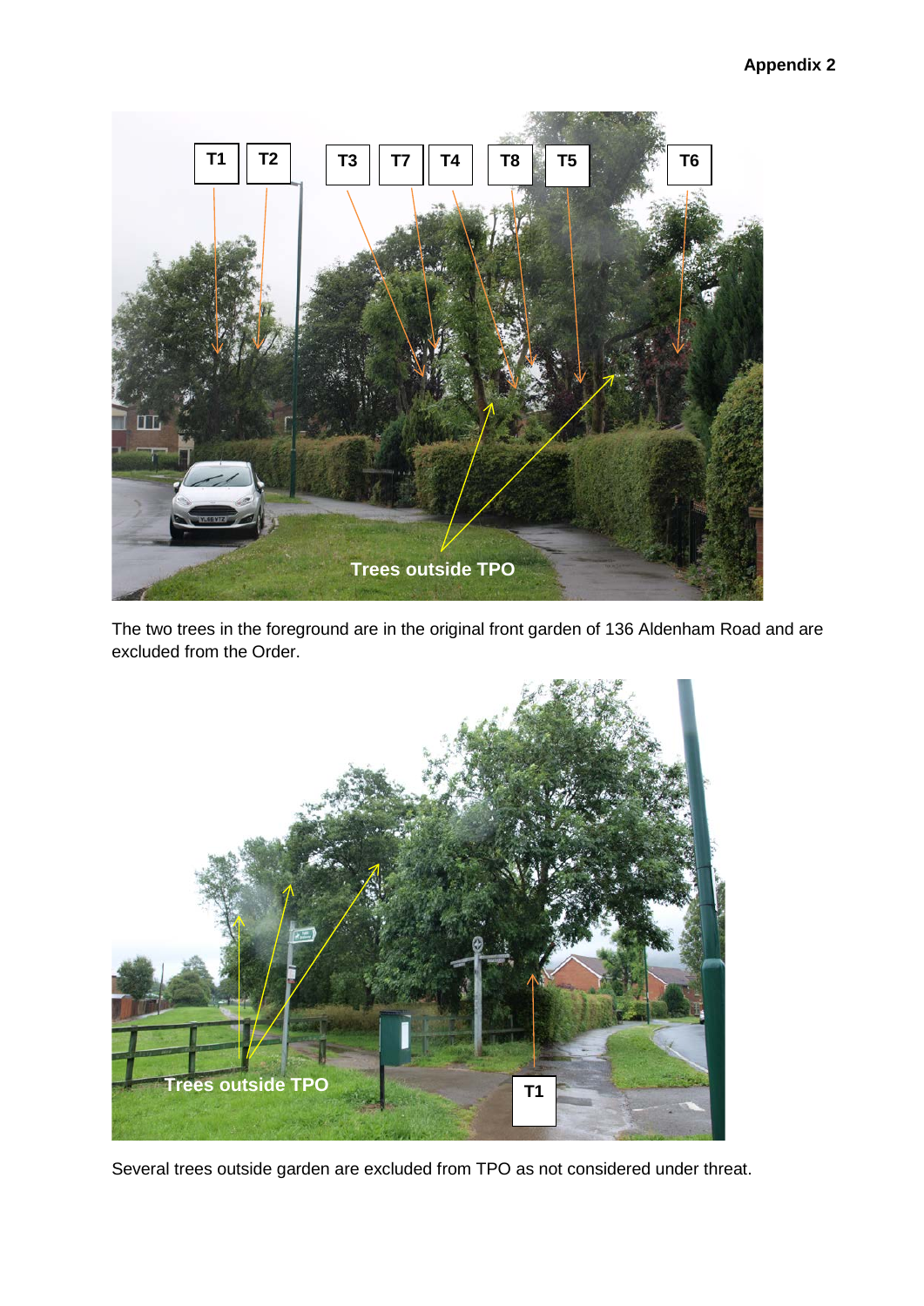**Appendix 2**

T1 T2 T3 T7 T4 T8 T5 T6

Trees outside TPO

The two trees in the foreground are in the original front garden of 136 Aldenham Road and are excluded from the Order.

Trees outside TPO

T1

Several trees outside garden are excluded from TPO as not considered under threat.